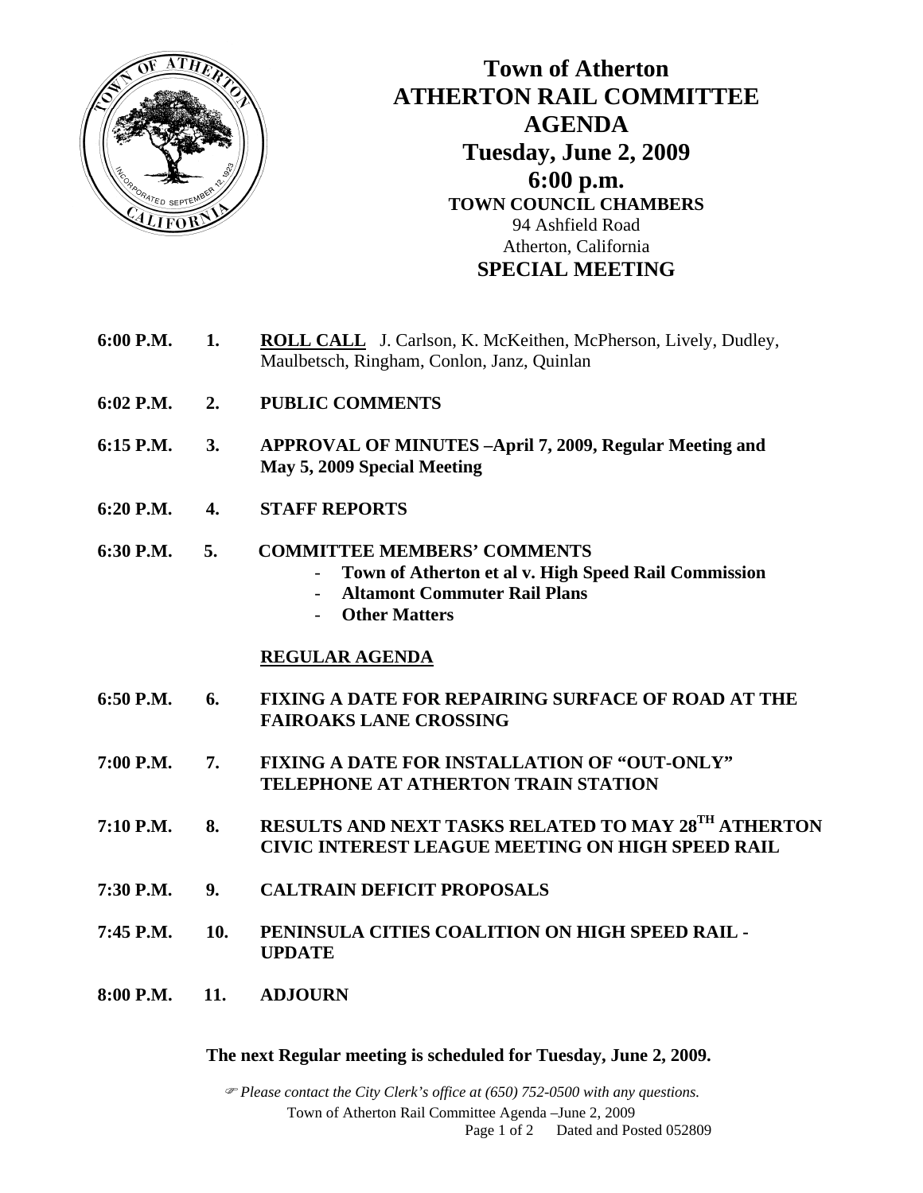# Town of Atherton
# ATHERTON RAIL COMMITTEE
# AGENDA
## Tuesday, June 2, 2009
## 6:00 p.m.
**TOWN COUNCIL CHAMBERS**
94 Ashfield Road
Atherton, California
**SPECIAL MEETING**

**6:00 P.M.** **1.** **ROLL CALL** J. Carlson, K. McKeithen, McPherson, Lively, Dudley, Maulbetsch, Ringham, Conlon, Janz, Quinlan

**6:02 P.M.** **2.** **PUBLIC COMMENTS**

**6:15 P.M.** **3.** **APPROVAL OF MINUTES –April 7, 2009, Regular Meeting and May 5, 2009 Special Meeting**

**6:20 P.M.** **4.** **STAFF REPORTS**

**6:30 P.M.** **5.** **COMMITTEE MEMBERS' COMMENTS**
- **Town of Atherton et al v. High Speed Rail Commission**
- **Altamont Commuter Rail Plans**
- **Other Matters**

**REGULAR AGENDA**

**6:50 P.M.** **6.** **FIXING A DATE FOR REPAIRING SURFACE OF ROAD AT THE FAIROAKS LANE CROSSING**

**7:00 P.M.** **7.** **FIXING A DATE FOR INSTALLATION OF "OUT-ONLY" TELEPHONE AT ATHERTON TRAIN STATION**

**7:10 P.M.** **8.** **RESULTS AND NEXT TASKS RELATED TO MAY 28TH ATHERTON CIVIC INTEREST LEAGUE MEETING ON HIGH SPEED RAIL**

**7:30 P.M.** **9.** **CALTRAIN DEFICIT PROPOSALS**

**7:45 P.M.** **10.** **PENINSULA CITIES COALITION ON HIGH SPEED RAIL - UPDATE**

**8:00 P.M.** **11.** **ADJOURN**

**The next Regular meeting is scheduled for Tuesday, June 2, 2009.**

*Please contact the City Clerk's office at (650) 752-0500 with any questions.*

Town of Atherton Rail Committee Agenda –June 2, 2009

Dated and Posted 052809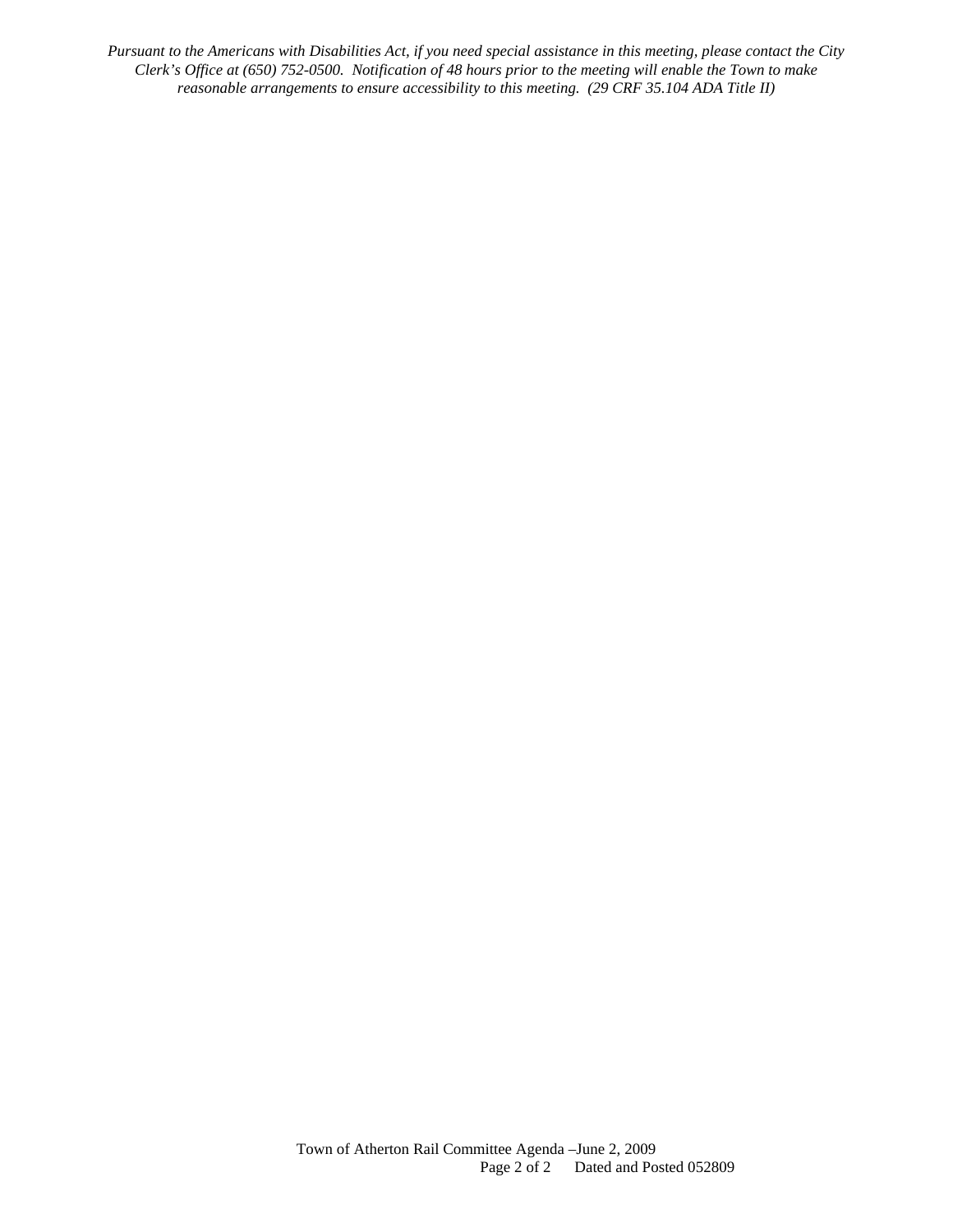*Pursuant to the Americans with Disabilities Act, if you need special assistance in this meeting, please contact the City Clerk's Office at (650) 752-0500. Notification of 48 hours prior to the meeting will enable the Town to make reasonable arrangements to ensure accessibility to this meeting. (29 CRF 35.104 ADA Title II)*